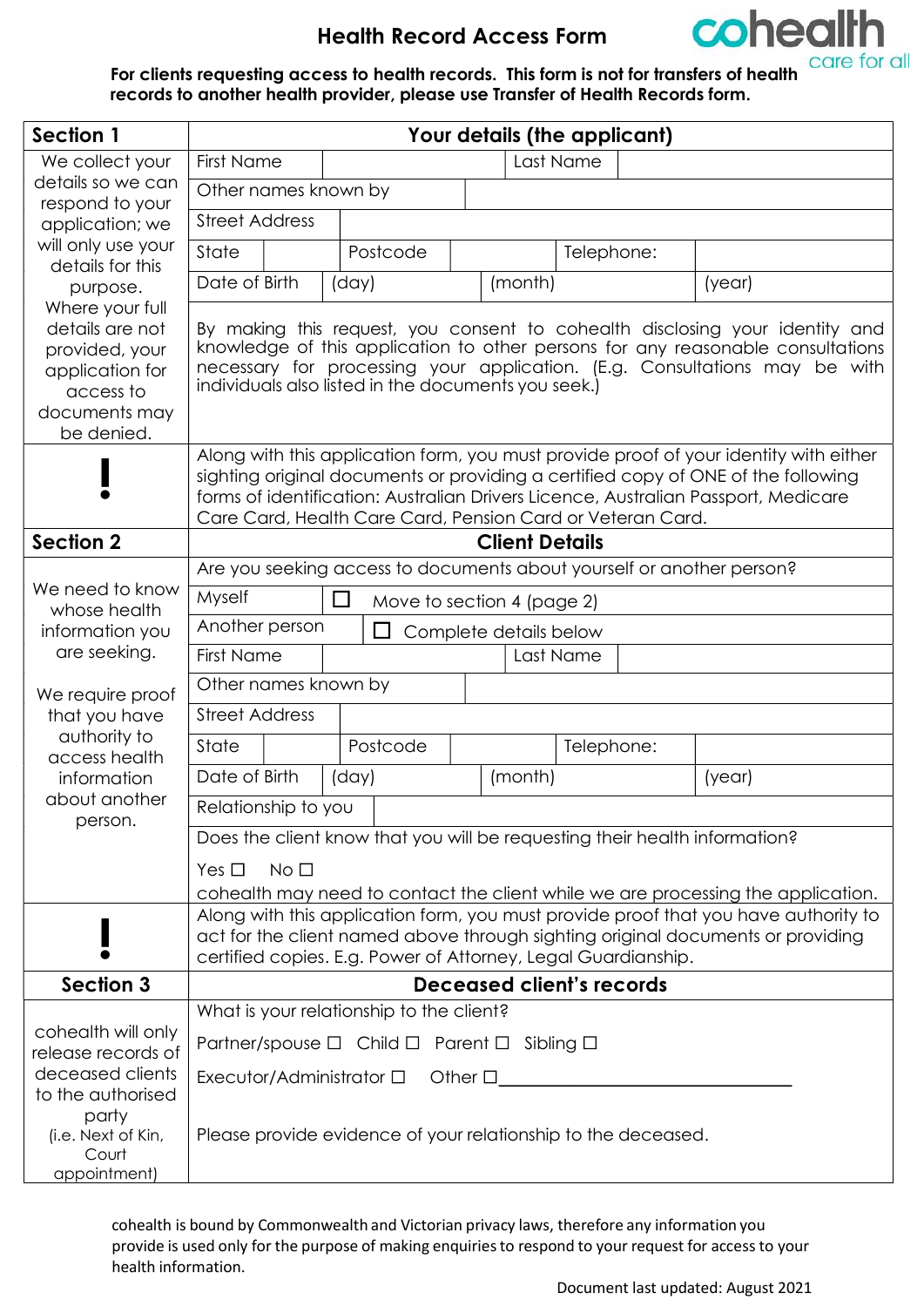# Health Record Access Form

cohealth care for all

**For clients requesting access to health records. This form is not for transfers of health records to another health provider, please use Transfer of Health Records form.**

| **Section 1** | **Your details (the applicant)** |
|---|---|
| We collect your details so we can respond to your application; we will only use your details for this purpose. Where your full details are not provided, your application for access to documents may be denied. | First Name ______ Last Name ______ |
| | Other names known by ______ |
| | Street Address ______ |
| | State ______ Postcode ______ Telephone: ______ |
| | Date of Birth (day) ______ (month) ______ (year) ______ |
| | By making this request, you consent to cohealth disclosing your identity and knowledge of this application to other persons for any reasonable consultations necessary for processing your application. (E.g. Consultations may be with individuals also listed in the documents you seek.) |
| **!** | Along with this application form, you must provide proof of your identity with either sighting original documents or providing a certified copy of ONE of the following forms of identification: Australian Drivers Licence, Australian Passport, Medicare Care Card, Health Care Card, Pension Card or Veteran Card. |
| **Section 2** | **Client Details** |
| We need to know whose health information you are seeking. We require proof that you have authority to access health information about another person. | Are you seeking access to documents about yourself or another person? |
| | Myself ☐ Move to section 4 (page 2) |
| | Another person ☐ Complete details below |
| | First Name ______ Last Name ______ |
| | Other names known by ______ |
| | Street Address ______ |
| | State ______ Postcode ______ Telephone: ______ |
| | Date of Birth (day) ______ (month) ______ (year) ______ |
| | Relationship to you ______ |
| | Does the client know that you will be requesting their health information? Yes ☐ No ☐ cohealth may need to contact the client while we are processing the application. |
| **!** | Along with this application form, you must provide proof that you have authority to act for the client named above through sighting original documents or providing certified copies. E.g. Power of Attorney, Legal Guardianship. |
| **Section 3** | **Deceased client's records** |
| cohealth will only release records of deceased clients to the authorised party (i.e. Next of Kin, Court appointment) | What is your relationship to the client? |
| | Partner/spouse ☐ Child ☐ Parent ☐ Sibling ☐ |
| | Executor/Administrator ☐ Other ☐ ______________________ |
| | Please provide evidence of your relationship to the deceased. |

cohealth is bound by Commonwealth and Victorian privacy laws, therefore any information you provide is used only for the purpose of making enquiries to respond to your request for access to your health information.

Document last updated: August 2021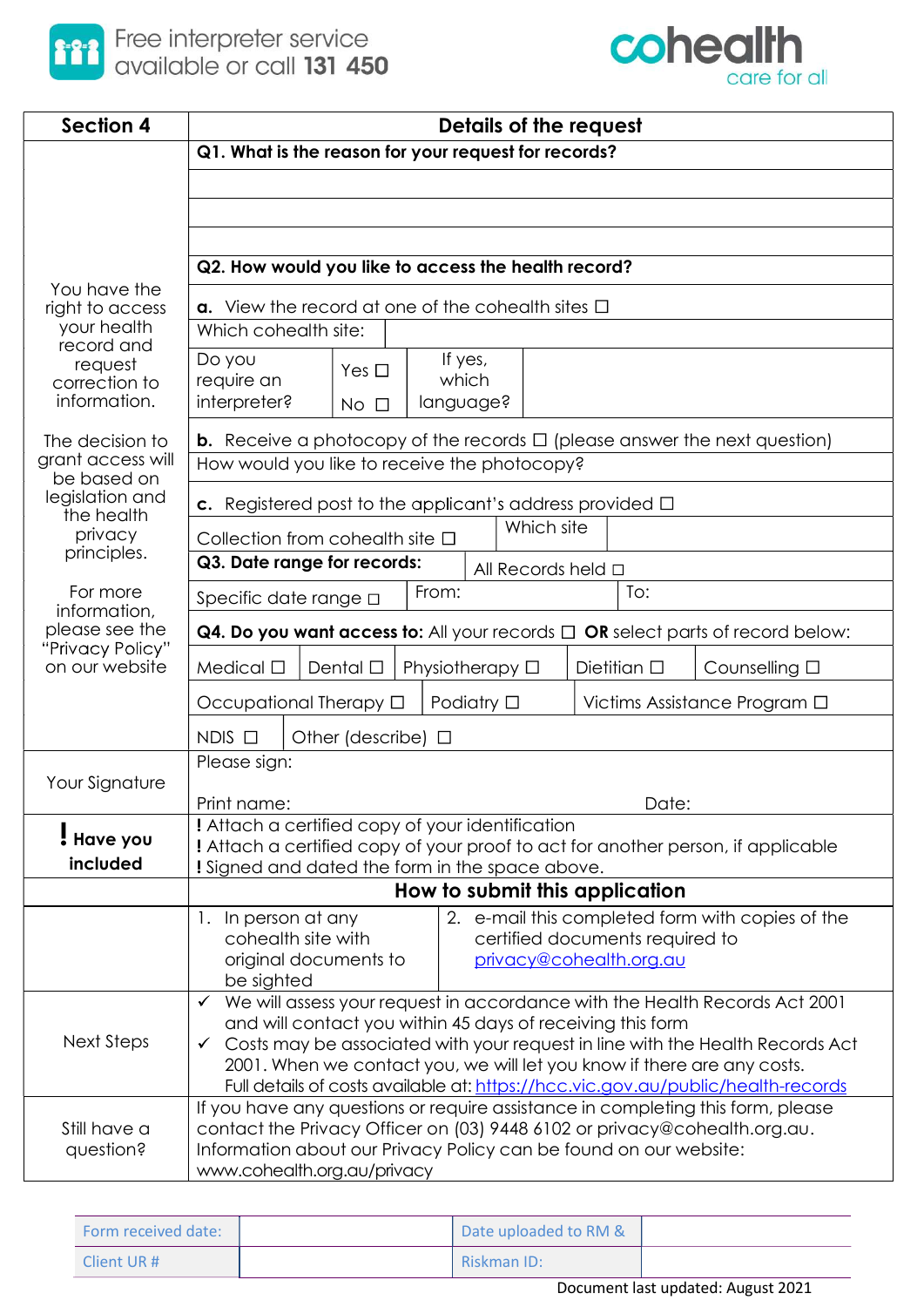Free interpreter service available or call **131 450**

**cohealth** care for all

| **Section 4** | **Details of the request** |
|---|---|
| You have the right to access your health record and request correction to information.<br><br>The decision to grant access will be based on legislation and the health privacy principles.<br><br>For more information, please see the "Privacy Policy" on our website | **Q1. What is the reason for your request for records?** |
| | |
| | |
| | |
| | **Q2. How would you like to access the health record?** |
| | **a.** View the record at one of the cohealth sites ☐ |
| | Which cohealth site: |
| | Do you require an interpreter? Yes ☐ No ☐ If yes, which language? |
| | **b.** Receive a photocopy of the records ☐ (please answer the next question) |
| | How would you like to receive the photocopy? |
| | **c.** Registered post to the applicant's address provided ☐ |
| | Collection from cohealth site ☐ Which site |
| | **Q3. Date range for records:** All Records held ☐ |
| | Specific date range ☐ From: To: |
| | **Q4. Do you want access to:** All your records ☐ **OR** select parts of record below: |
| | Medical ☐ Dental ☐ Physiotherapy ☐ Dietitian ☐ Counselling ☐ |
| | Occupational Therapy ☐ Podiatry ☐ Victims Assistance Program ☐ |
| | NDIS ☐ Other (describe) ☐ |
| Your Signature | Please sign:<br><br>Print name: Date: |
| **! Have you included** | **!** Attach a certified copy of your identification<br>**!** Attach a certified copy of your proof to act for another person, if applicable<br>**!** Signed and dated the form in the space above. |
| | **How to submit this application** |
| | 1. In person at any cohealth site with original documents to be sighted<br>2. e-mail this completed form with copies of the certified documents required to privacy@cohealth.org.au |
| Next Steps | ✓ We will assess your request in accordance with the Health Records Act 2001 and will contact you within 45 days of receiving this form<br>✓ Costs may be associated with your request in line with the Health Records Act 2001. When we contact you, we will let you know if there are any costs. Full details of costs available at: https://hcc.vic.gov.au/public/health-records |
| Still have a question? | If you have any questions or require assistance in completing this form, please contact the Privacy Officer on (03) 9448 6102 or privacy@cohealth.org.au. Information about our Privacy Policy can be found on our website: www.cohealth.org.au/privacy |

| | | | |
|---|---|---|---|
| Form received date: | | Date uploaded to RM & | |
| Client UR # | | Riskman ID: | |

Document last updated: August 2021